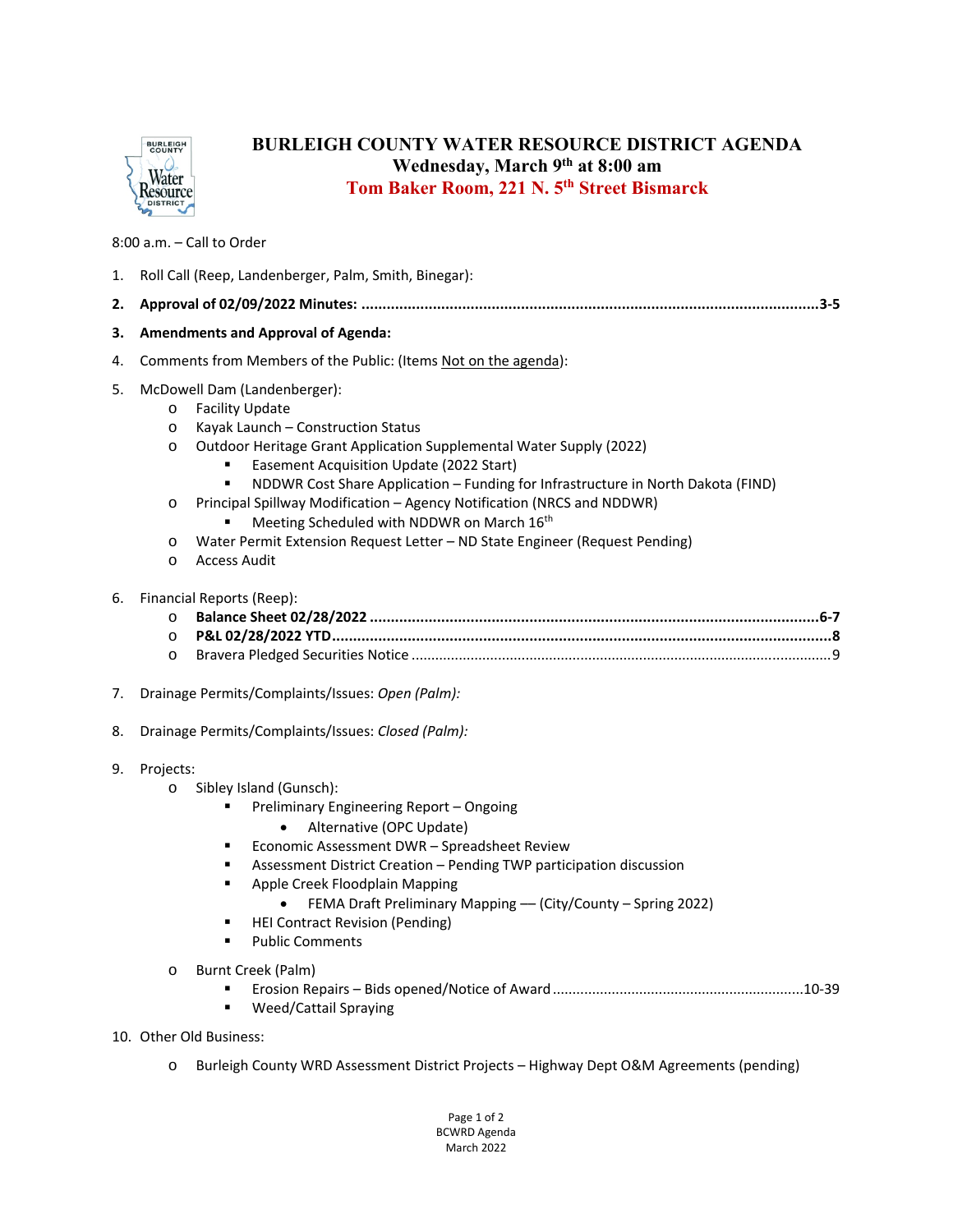# BURLEIGH COUNTY WATER RESOURCE DISTRICT AGENDA

**Wednesday, March 9th at 8:00 am**

**Tom Baker Room, 221 N. 5th Street Bismarck**

8:00 a.m. – Call to Order

1. Roll Call (Reep, Landenberger, Palm, Smith, Binegar):
2. **Approval of 02/09/2022 Minutes: ........................................................................................................3-5**
3. **Amendments and Approval of Agenda:**
4. Comments from Members of the Public: (Items Not on the agenda):
5. McDowell Dam (Landenberger):
   - Facility Update
   - Kayak Launch – Construction Status
   - Outdoor Heritage Grant Application Supplemental Water Supply (2022)
     - Easement Acquisition Update (2022 Start)
     - NDDWR Cost Share Application – Funding for Infrastructure in North Dakota (FIND)
   - Principal Spillway Modification – Agency Notification (NRCS and NDDWR)
     - Meeting Scheduled with NDDWR on March 16th
   - Water Permit Extension Request Letter – ND State Engineer (Request Pending)
   - Access Audit
6. Financial Reports (Reep):
   - **Balance Sheet 02/28/2022 ........................................................................................................6-7**
   - **P&L 02/28/2022 YTD......................................................................................................................8**
   - Bravera Pledged Securities Notice .......................................................................................................9
7. Drainage Permits/Complaints/Issues: *Open (Palm):*
8. Drainage Permits/Complaints/Issues: *Closed (Palm):*
9. Projects:
   - Sibley Island (Gunsch):
     - Preliminary Engineering Report – Ongoing
       - Alternative (OPC Update)
     - Economic Assessment DWR – Spreadsheet Review
     - Assessment District Creation – Pending TWP participation discussion
     - Apple Creek Floodplain Mapping
       - FEMA Draft Preliminary Mapping — (City/County – Spring 2022)
     - HEI Contract Revision (Pending)
     - Public Comments
   - Burnt Creek (Palm)
     - Erosion Repairs – Bids opened/Notice of Award ..............................................................10-39
     - Weed/Cattail Spraying
10. Other Old Business:
    - Burleigh County WRD Assessment District Projects – Highway Dept O&M Agreements (pending)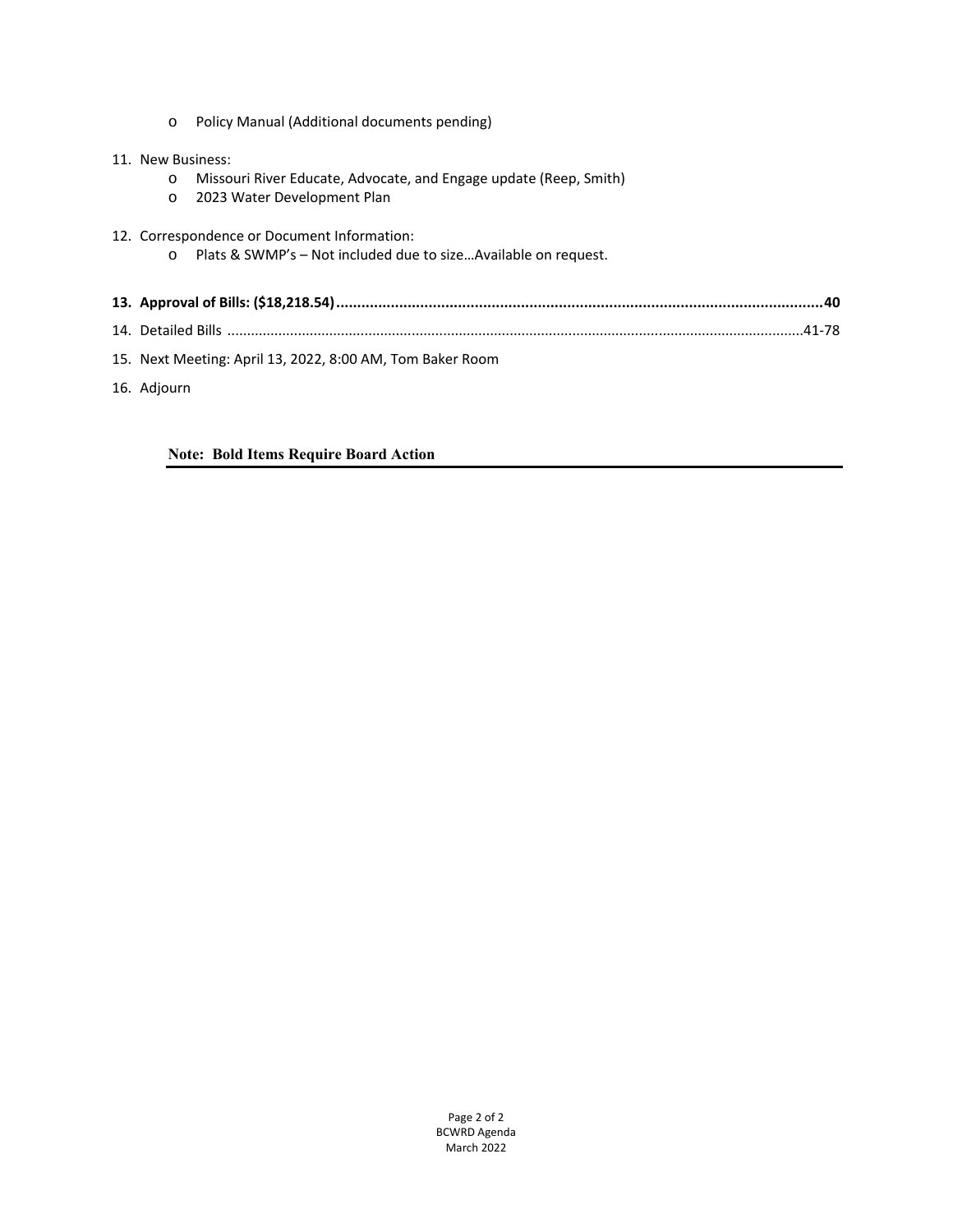- Policy Manual (Additional documents pending)

11. New Business:
    - Missouri River Educate, Advocate, and Engage update (Reep, Smith)
    - 2023 Water Development Plan

12. Correspondence or Document Information:
    - Plats & SWMP's – Not included due to size…Available on request.

13. **Approval of Bills: ($18,218.54)..........40**

14. Detailed Bills ..........41-78

15. Next Meeting: April 13, 2022, 8:00 AM, Tom Baker Room

16. Adjourn

**Note: Bold Items Require Board Action**